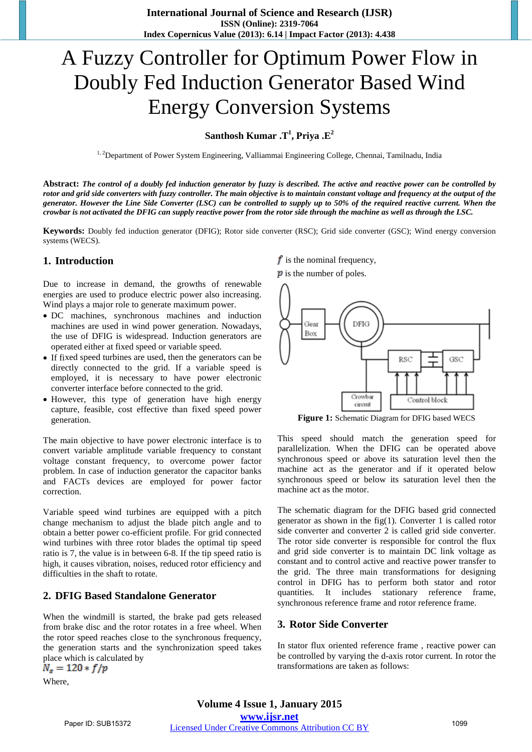# A Fuzzy Controller for Optimum Power Flow in Doubly Fed Induction Generator Based Wind Energy Conversion Systems

**Santhosh Kumar .T[1], Priya .E[2]**

[1, 2]Department of Power System Engineering, Valliammai Engineering College, Chennai, Tamilnadu, India

**Abstract:** ***The control of a doubly fed induction generator by fuzzy is described. The active and reactive power can be controlled by rotor and grid side converters with fuzzy controller. The main objective is to maintain constant voltage and frequency at the output of the generator. However the Line Side Converter (LSC) can be controlled to supply up to 50% of the required reactive current. When the crowbar is not activated the DFIG can supply reactive power from the rotor side through the machine as well as through the LSC.***

**Keywords:** Doubly fed induction generator (DFIG); Rotor side converter (RSC); Grid side converter (GSC); Wind energy conversion systems (WECS).

## 1. Introduction

Due to increase in demand, the growths of renewable energies are used to produce electric power also increasing. Wind plays a major role to generate maximum power.

- DC machines, synchronous machines and induction machines are used in wind power generation. Nowadays, the use of DFIG is widespread. Induction generators are operated either at fixed speed or variable speed.
- If fixed speed turbines are used, then the generators can be directly connected to the grid. If a variable speed is employed, it is necessary to have power electronic converter interface before connected to the grid.
- However, this type of generation have high energy capture, feasible, cost effective than fixed speed power generation.

The main objective to have power electronic interface is to convert variable amplitude variable frequency to constant voltage constant frequency, to overcome power factor problem. In case of induction generator the capacitor banks and FACTs devices are employed for power factor correction.

Variable speed wind turbines are equipped with a pitch change mechanism to adjust the blade pitch angle and to obtain a better power co-efficient profile. For grid connected wind turbines with three rotor blades the optimal tip speed ratio is 7, the value is in between 6-8. If the tip speed ratio is high, it causes vibration, noises, reduced rotor efficiency and difficulties in the shaft to rotate.

## 2. DFIG Based Standalone Generator

When the windmill is started, the brake pad gets released from brake disc and the rotor rotates in a free wheel. When the rotor speed reaches close to the synchronous frequency, the generation starts and the synchronization speed takes place which is calculated by

$$N_s = 120 * f/p$$

Where,

$f$ is the nominal frequency,

$p$ is the number of poles.

**Figure 1:** Schematic Diagram for DFIG based WECS

This speed should match the generation speed for parallelization. When the DFIG can be operated above synchronous speed or above its saturation level then the machine act as the generator and if it operated below synchronous speed or below its saturation level then the machine act as the motor.

The schematic diagram for the DFIG based grid connected generator as shown in the fig(1). Converter 1 is called rotor side converter and converter 2 is called grid side converter. The rotor side converter is responsible for control the flux and grid side converter is to maintain DC link voltage as constant and to control active and reactive power transfer to the grid. The three main transformations for designing control in DFIG has to perform both stator and rotor quantities. It includes stationary reference frame, synchronous reference frame and rotor reference frame.

## 3. Rotor Side Converter

In stator flux oriented reference frame , reactive power can be controlled by varying the d-axis rotor current. In rotor the transformations are taken as follows: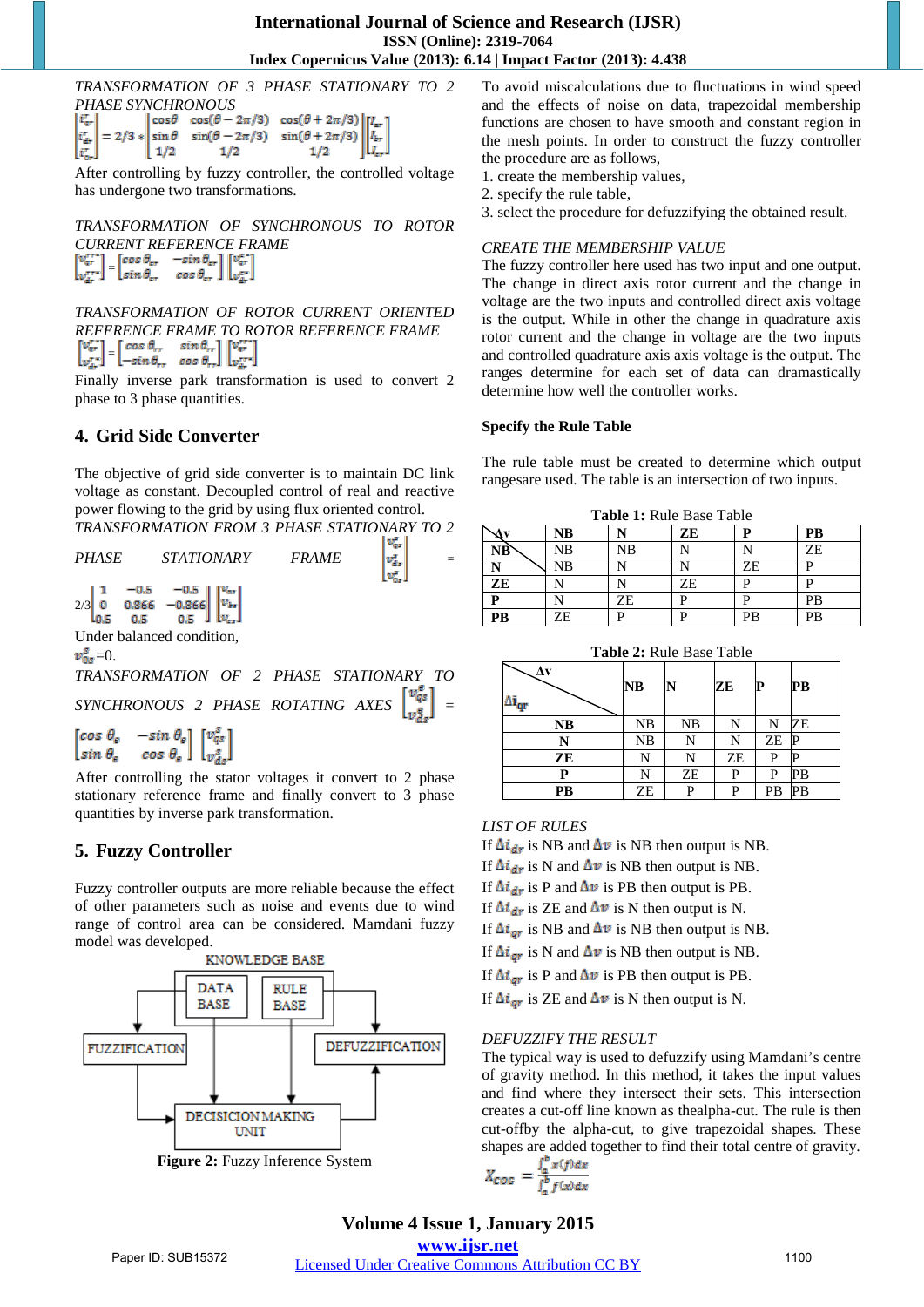*TRANSFORMATION OF 3 PHASE STATIONARY TO 2 PHASE SYNCHRONOUS*

$$\begin{bmatrix} i_{qr}^{e} \\ i_{dr}^{e} \\ i_{Or}^{e} \end{bmatrix} = 2/3 * \begin{bmatrix} \cos\theta & \cos(\theta - 2\pi/3) & \cos(\theta + 2\pi/3) \\ \sin\theta & \sin(\theta - 2\pi/3) & \sin(\theta + 2\pi/3) \\ 1/2 & 1/2 & 1/2 \end{bmatrix} \begin{bmatrix} I_{ar} \\ I_{br} \\ I_{cr} \end{bmatrix}$$

After controlling by fuzzy controller, the controlled voltage has undergone two transformations.

*TRANSFORMATION OF SYNCHRONOUS TO ROTOR CURRENT REFERENCE FRAME*

$$\begin{bmatrix} v_{qr}^{rr} \\ v_{dr}^{rr} \end{bmatrix} = \begin{bmatrix} \cos\theta_{cr} & -\sin\theta_{cr} \\ \sin\theta_{cr} & \cos\theta_{cr} \end{bmatrix} \begin{bmatrix} v_{qr}^{e} \\ v_{dr}^{e} \end{bmatrix}$$

*TRANSFORMATION OF ROTOR CURRENT ORIENTED REFERENCE FRAME TO ROTOR REFERENCE FRAME*

$$\begin{bmatrix} v_{qr}^{r} \\ v_{dr}^{r} \end{bmatrix} = \begin{bmatrix} \cos\theta_{rr} & \sin\theta_{rr} \\ -\sin\theta_{rr} & \cos\theta_{rr} \end{bmatrix} \begin{bmatrix} v_{qr}^{rr} \\ v_{dr}^{rr} \end{bmatrix}$$

Finally inverse park transformation is used to convert 2 phase to 3 phase quantities.

## 4. Grid Side Converter

The objective of grid side converter is to maintain DC link voltage as constant. Decoupled control of real and reactive power flowing to the grid by using flux oriented control.

*TRANSFORMATION FROM 3 PHASE STATIONARY TO 2 PHASE STATIONARY FRAME*

$$\begin{bmatrix} v_{qs}^{s} \\ v_{ds}^{s} \\ v_{0s}^{s} \end{bmatrix} = 2/3 \begin{bmatrix} 1 & -0.5 & -0.5 \\ 0 & 0.866 & -0.866 \\ 0.5 & 0.5 & 0.5 \end{bmatrix} \begin{bmatrix} v_{as} \\ v_{bs} \\ v_{cs} \end{bmatrix}$$

Under balanced condition,

$v_{0s}^{s}=0$.

*TRANSFORMATION OF 2 PHASE STATIONARY TO SYNCHRONOUS 2 PHASE ROTATING AXES*

$$\begin{bmatrix} v_{qs}^{e} \\ v_{ds}^{e} \end{bmatrix} = \begin{bmatrix} \cos\theta_{e} & -\sin\theta_{e} \\ \sin\theta_{e} & \cos\theta_{e} \end{bmatrix} \begin{bmatrix} v_{qs}^{s} \\ v_{ds}^{s} \end{bmatrix}$$

After controlling the stator voltages it convert to 2 phase stationary reference frame and finally convert to 3 phase quantities by inverse park transformation.

## 5. Fuzzy Controller

Fuzzy controller outputs are more reliable because the effect of other parameters such as noise and events due to wind range of control area can be considered. Mamdani fuzzy model was developed.

KNOWLEDGE BASE: DATA BASE, RULE BASE; FUZZIFICATION; DEFUZZIFICATION; DECISICION MAKING UNIT

**Figure 2:** Fuzzy Inference System

To avoid miscalculations due to fluctuations in wind speed and the effects of noise on data, trapezoidal membership functions are chosen to have smooth and constant region in the mesh points. In order to construct the fuzzy controller the procedure are as follows,

1. create the membership values,
2. specify the rule table,
3. select the procedure for defuzzifying the obtained result.

*CREATE THE MEMBERSHIP VALUE*

The fuzzy controller here used has two input and one output. The change in direct axis rotor current and the change in voltage are the two inputs and controlled direct axis voltage is the output. While in other the change in quadrature axis rotor current and the change in voltage are the two inputs and controlled quadrature axis axis voltage is the output. The ranges determine for each set of data can dramatically determine how well the controller works.

**Specify the Rule Table**

The rule table must be created to determine which output rangesare used. The table is an intersection of two inputs.

**Table 1:** Rule Base Table

| Δv / NB | NB | N | ZE | P | PB |
|---|---|---|---|---|---|
| NB | NB | NB | N | N | ZE |
| N | NB | N | N | ZE | P |
| ZE | N | N | ZE | P | P |
| P | N | ZE | P | P | PB |
| PB | ZE | P | P | PB | PB |

**Table 2:** Rule Base Table

| Δv / $\Delta i_{qr}$ | NB | N | ZE | P | PB |
|---|---|---|---|---|---|
| NB | NB | NB | N | N | ZE |
| N | NB | N | N | ZE | P |
| ZE | N | N | ZE | P | P |
| P | N | ZE | P | P | PB |
| PB | ZE | P | P | PB | PB |

*LIST OF RULES*

If $\Delta i_{dr}$ is NB and $\Delta v$ is NB then output is NB.

If $\Delta i_{dr}$ is N and $\Delta v$ is NB then output is NB.

If $\Delta i_{dr}$ is P and $\Delta v$ is PB then output is PB.

If $\Delta i_{dr}$ is ZE and $\Delta v$ is N then output is N.

If $\Delta i_{qr}$ is NB and $\Delta v$ is NB then output is NB.

If $\Delta i_{qr}$ is N and $\Delta v$ is NB then output is NB.

If $\Delta i_{qr}$ is P and $\Delta v$ is PB then output is PB.

If $\Delta i_{qr}$ is ZE and $\Delta v$ is N then output is N.

*DEFUZZIFY THE RESULT*

The typical way is used to defuzzify using Mamdani's centre of gravity method. In this method, it takes the input values and find where they intersect their sets. This intersection creates a cut-off line known as thealpha-cut. The rule is then cut-offby the alpha-cut, to give trapezoidal shapes. These shapes are added together to find their total centre of gravity.

$$X_{COG} = \frac{\int_a^b x f(x)dx}{\int_a^b f(x)dx}$$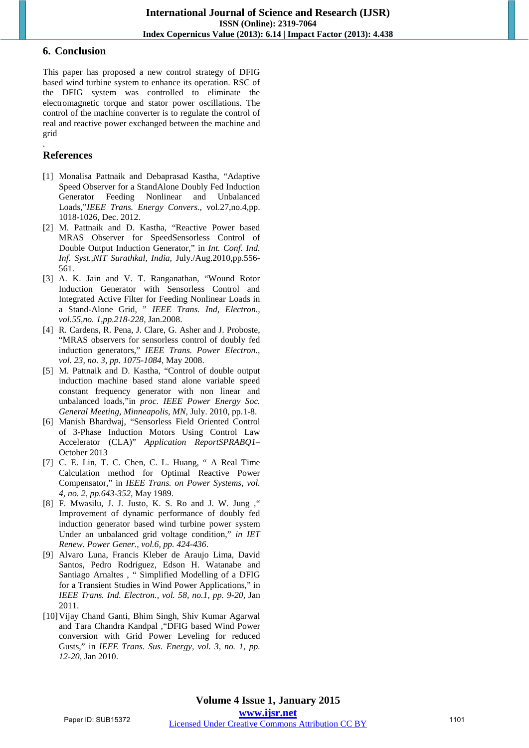## 6. Conclusion

This paper has proposed a new control strategy of DFIG based wind turbine system to enhance its operation. RSC of the DFIG system was controlled to eliminate the electromagnetic torque and stator power oscillations. The control of the machine converter is to regulate the control of real and reactive power exchanged between the machine and grid

.

## References

[1] Monalisa Pattnaik and Debaprasad Kastha, "Adaptive Speed Observer for a StandAlone Doubly Fed Induction Generator Feeding Nonlinear and Unbalanced Loads," *IEEE Trans. Energy Convers.*, vol.27,no.4,pp. 1018-1026, Dec. 2012.

[2] M. Pattnaik and D. Kastha, "Reactive Power based MRAS Observer for SpeedSensorless Control of Double Output Induction Generator," in *Int. Conf. Ind. Inf. Syst.,NIT Surathkal, India,* July./Aug.2010,pp.556-561.

[3] A. K. Jain and V. T. Ranganathan, "Wound Rotor Induction Generator with Sensorless Control and Integrated Active Filter for Feeding Nonlinear Loads in a Stand-Alone Grid, " *IEEE Trans. Ind, Electron., vol.55,no. 1,pp.218-228,* Jan.2008.

[4] R. Cardens, R. Pena, J. Clare, G. Asher and J. Proboste, "MRAS observers for sensorless control of doubly fed induction generators," *IEEE Trans. Power Electron., vol. 23, no. 3, pp. 1075-1084*, May 2008.

[5] M. Pattnaik and D. Kastha, "Control of double output induction machine based stand alone variable speed constant frequency generator with non linear and unbalanced loads,"in *proc. IEEE Power Energy Soc. General Meeting, Minneapolis, MN,* July. 2010, pp.1-8.

[6] Manish Bhardwaj, "Sensorless Field Oriented Control of 3-Phase Induction Motors Using Control Law Accelerator (CLA)" *Application ReportSPRABQ1*– October 2013

[7] C. E. Lin, T. C. Chen, C. L. Huang, " A Real Time Calculation method for Optimal Reactive Power Compensator," in *IEEE Trans. on Power Systems, vol. 4, no. 2, pp.643-352,* May 1989.

[8] F. Mwasilu, J. J. Justo, K. S. Ro and J. W. Jung ," Improvement of dynamic performance of doubly fed induction generator based wind turbine power system Under an unbalanced grid voltage condition," *in IET Renew. Power Gener., vol.6, pp. 424-436*.

[9] Alvaro Luna, Francis Kleber de Araujo Lima, David Santos, Pedro Rodriguez, Edson H. Watanabe and Santiago Arnaltes , " Simplified Modelling of a DFIG for a Transient Studies in Wind Power Applications," in *IEEE Trans. Ind. Electron., vol. 58, no.1, pp. 9-20*, Jan 2011.

[10] Vijay Chand Ganti, Bhim Singh, Shiv Kumar Agarwal and Tara Chandra Kandpal ,"DFIG based Wind Power conversion with Grid Power Leveling for reduced Gusts," in *IEEE Trans. Sus. Energy, vol. 3, no. 1, pp. 12-20,* Jan 2010.